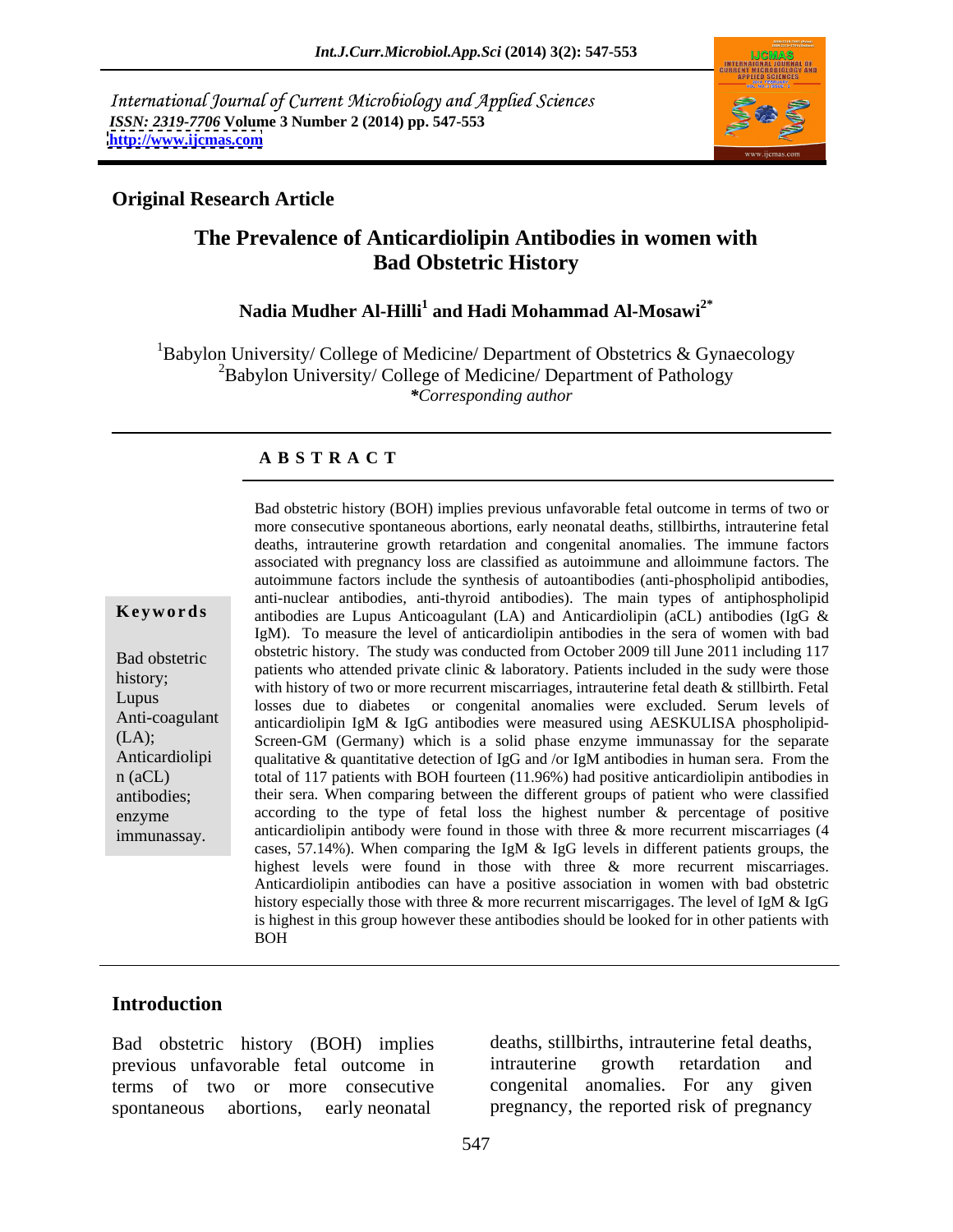International Journal of Current Microbiology and Applied Sciences
*ISSN: 2319-7706* **Volume 3 Number 2 (2014) pp. 547-553**
**http://www.ijcmas.com**

## Original Research Article

# The Prevalence of Anticardiolipin Antibodies in women with Bad Obstetric History

**Nadia Mudher Al-Hilli[1] and Hadi Mohammad Al-Mosawi[2*]**

[1]Babylon University/ College of Medicine/ Department of Obstetrics & Gynaecology
[2]Babylon University/ College of Medicine/ Department of Pathology
*\*Corresponding author*

### A B S T R A C T

**Keywords**

Bad obstetric history; Lupus Anti-coagulant (LA); Anticardiolipin (aCL) antibodies; enzyme immunassay.

Bad obstetric history (BOH) implies previous unfavorable fetal outcome in terms of two or more consecutive spontaneous abortions, early neonatal deaths, stillbirths, intrauterine fetal deaths, intrauterine growth retardation and congenital anomalies. The immune factors associated with pregnancy loss are classified as autoimmune and alloimmune factors. The autoimmune factors include the synthesis of autoantibodies (anti-phospholipid antibodies, anti-nuclear antibodies, anti-thyroid antibodies). The main types of antiphospholipid antibodies are Lupus Anticoagulant (LA) and Anticardiolipin (aCL) antibodies (IgG & IgM). To measure the level of anticardiolipin antibodies in the sera of women with bad obstetric history. The study was conducted from October 2009 till June 2011 including 117 patients who attended private clinic & laboratory. Patients included in the sudy were those with history of two or more recurrent miscarriages, intrauterine fetal death & stillbirth. Fetal losses due to diabetes or congenital anomalies were excluded. Serum levels of anticardiolipin IgM & IgG antibodies were measured using AESKULISA phospholipid-Screen-GM (Germany) which is a solid phase enzyme immunassay for the separate qualitative & quantitative detection of IgG and /or IgM antibodies in human sera. From the total of 117 patients with BOH fourteen (11.96%) had positive anticardiolipin antibodies in their sera. When comparing between the different groups of patient who were classified according to the type of fetal loss the highest number & percentage of positive anticardiolipin antibody were found in those with three & more recurrent miscarriages (4 cases, 57.14%). When comparing the IgM & IgG levels in different patients groups, the highest levels were found in those with three & more recurrent miscarriages. Anticardiolipin antibodies can have a positive association in women with bad obstetric history especially those with three & more recurrent miscarrigages. The level of IgM & IgG is highest in this group however these antibodies should be looked for in other patients with BOH

## Introduction

Bad obstetric history (BOH) implies previous unfavorable fetal outcome in terms of two or more consecutive spontaneous abortions, early neonatal deaths, stillbirths, intrauterine fetal deaths, intrauterine growth retardation and congenital anomalies. For any given pregnancy, the reported risk of pregnancy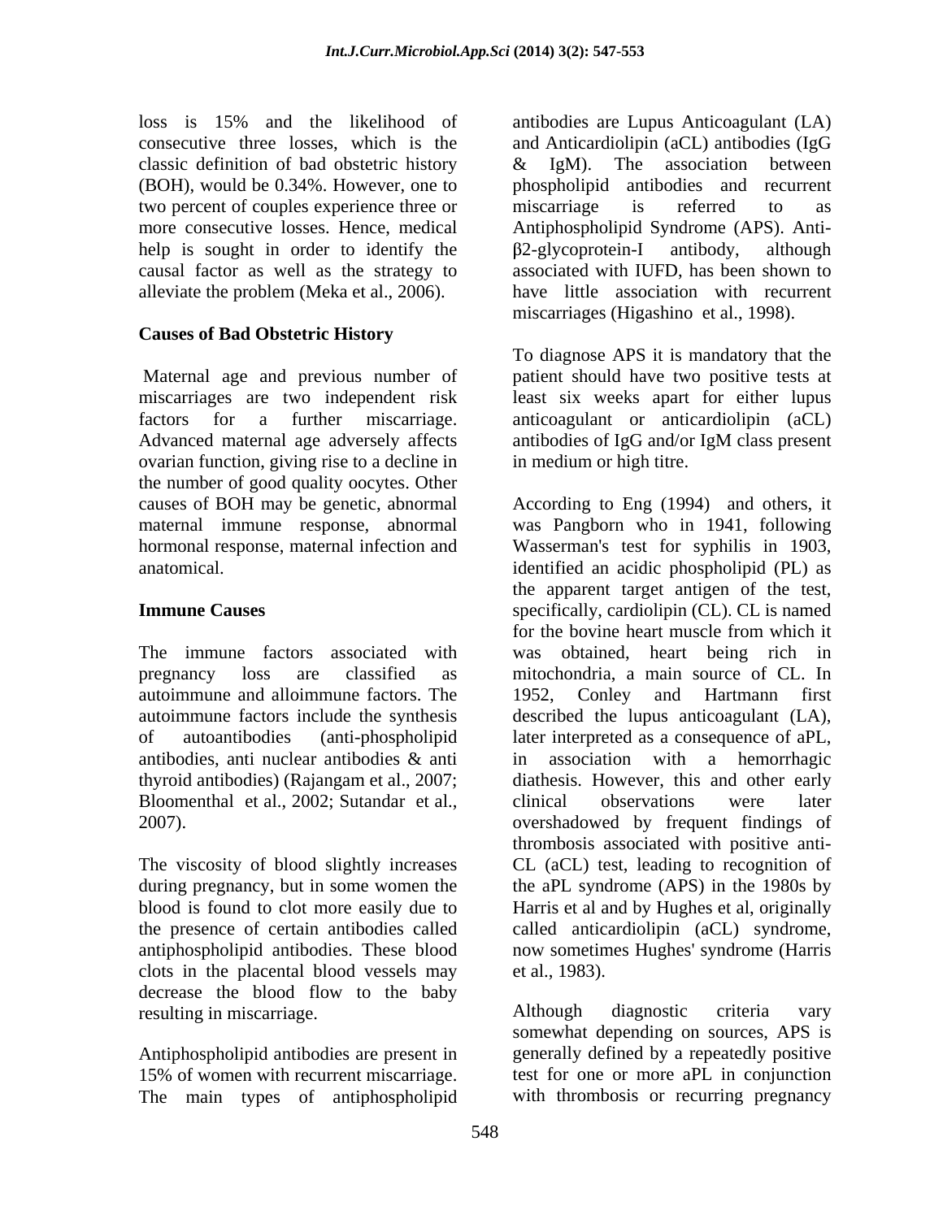loss is 15% and the likelihood of consecutive three losses, which is the classic definition of bad obstetric history (BOH), would be 0.34%. However, one to two percent of couples experience three or more consecutive losses. Hence, medical help is sought in order to identify the causal factor as well as the strategy to alleviate the problem (Meka et al., 2006).

## Causes of Bad Obstetric History

Maternal age and previous number of miscarriages are two independent risk factors for a further miscarriage. Advanced maternal age adversely affects ovarian function, giving rise to a decline in the number of good quality oocytes. Other causes of BOH may be genetic, abnormal maternal immune response, abnormal hormonal response, maternal infection and anatomical.

## Immune Causes

The immune factors associated with pregnancy loss are classified as autoimmune and alloimmune factors. The autoimmune factors include the synthesis of autoantibodies (anti-phospholipid antibodies, anti nuclear antibodies & anti thyroid antibodies) (Rajangam et al., 2007; Bloomenthal et al., 2002; Sutandar et al., 2007).

The viscosity of blood slightly increases during pregnancy, but in some women the blood is found to clot more easily due to the presence of certain antibodies called antiphospholipid antibodies. These blood clots in the placental blood vessels may decrease the blood flow to the baby resulting in miscarriage.

Antiphospholipid antibodies are present in 15% of women with recurrent miscarriage. The main types of antiphospholipid antibodies are Lupus Anticoagulant (LA) and Anticardiolipin (aCL) antibodies (IgG & IgM). The association between phospholipid antibodies and recurrent miscarriage is referred to as Antiphospholipid Syndrome (APS). Anti-$\beta$2-glycoprotein-I antibody, although associated with IUFD, has been shown to have little association with recurrent miscarriages (Higashino et al., 1998).

To diagnose APS it is mandatory that the patient should have two positive tests at least six weeks apart for either lupus anticoagulant or anticardiolipin (aCL) antibodies of IgG and/or IgM class present in medium or high titre.

According to Eng (1994) and others, it was Pangborn who in 1941, following Wasserman's test for syphilis in 1903, identified an acidic phospholipid (PL) as the apparent target antigen of the test, specifically, cardiolipin (CL). CL is named for the bovine heart muscle from which it was obtained, heart being rich in mitochondria, a main source of CL. In 1952, Conley and Hartmann first described the lupus anticoagulant (LA), later interpreted as a consequence of aPL, in association with a hemorrhagic diathesis. However, this and other early clinical observations were later overshadowed by frequent findings of thrombosis associated with positive anti-CL (aCL) test, leading to recognition of the aPL syndrome (APS) in the 1980s by Harris et al and by Hughes et al, originally called anticardiolipin (aCL) syndrome, now sometimes Hughes' syndrome (Harris et al., 1983).

Although diagnostic criteria vary somewhat depending on sources, APS is generally defined by a repeatedly positive test for one or more aPL in conjunction with thrombosis or recurring pregnancy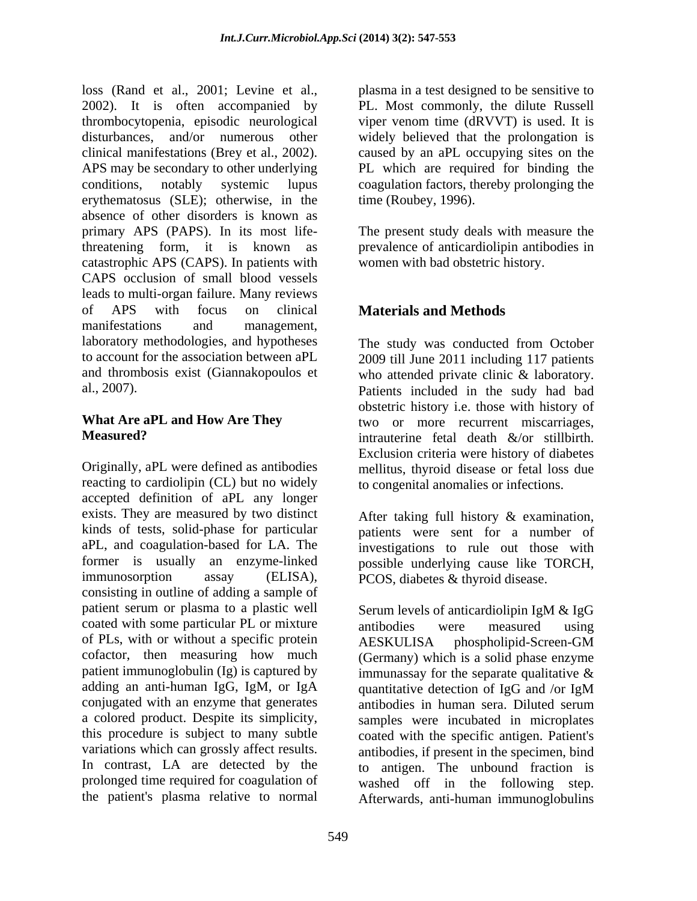loss (Rand et al., 2001; Levine et al., 2002). It is often accompanied by thrombocytopenia, episodic neurological disturbances, and/or numerous other clinical manifestations (Brey et al., 2002). APS may be secondary to other underlying conditions, notably systemic lupus erythematosus (SLE); otherwise, in the absence of other disorders is known as primary APS (PAPS). In its most life-threatening form, it is known as catastrophic APS (CAPS). In patients with CAPS occlusion of small blood vessels leads to multi-organ failure. Many reviews of APS with focus on clinical manifestations and management, laboratory methodologies, and hypotheses to account for the association between aPL and thrombosis exist (Giannakopoulos et al., 2007).

### What Are aPL and How Are They Measured?

Originally, aPL were defined as antibodies reacting to cardiolipin (CL) but no widely accepted definition of aPL any longer exists. They are measured by two distinct kinds of tests, solid-phase for particular aPL, and coagulation-based for LA. The former is usually an enzyme-linked immunosorption assay (ELISA), consisting in outline of adding a sample of patient serum or plasma to a plastic well coated with some particular PL or mixture of PLs, with or without a specific protein cofactor, then measuring how much patient immunoglobulin (Ig) is captured by adding an anti-human IgG, IgM, or IgA conjugated with an enzyme that generates a colored product. Despite its simplicity, this procedure is subject to many subtle variations which can grossly affect results. In contrast, LA are detected by the prolonged time required for coagulation of the patient's plasma relative to normal plasma in a test designed to be sensitive to PL. Most commonly, the dilute Russell viper venom time (dRVVT) is used. It is widely believed that the prolongation is caused by an aPL occupying sites on the PL which are required for binding the coagulation factors, thereby prolonging the time (Roubey, 1996).

The present study deals with measure the prevalence of anticardiolipin antibodies in women with bad obstetric history.

## Materials and Methods

The study was conducted from October 2009 till June 2011 including 117 patients who attended private clinic & laboratory. Patients included in the sudy had bad obstetric history i.e. those with history of two or more recurrent miscarriages, intrauterine fetal death &/or stillbirth. Exclusion criteria were history of diabetes mellitus, thyroid disease or fetal loss due to congenital anomalies or infections.

After taking full history & examination, patients were sent for a number of investigations to rule out those with possible underlying cause like TORCH, PCOS, diabetes & thyroid disease.

Serum levels of anticardiolipin IgM & IgG antibodies were measured using AESKULISA phospholipid-Screen-GM (Germany) which is a solid phase enzyme immunassay for the separate qualitative & quantitative detection of IgG and /or IgM antibodies in human sera. Diluted serum samples were incubated in microplates coated with the specific antigen. Patient's antibodies, if present in the specimen, bind to antigen. The unbound fraction is washed off in the following step. Afterwards, anti-human immunoglobulins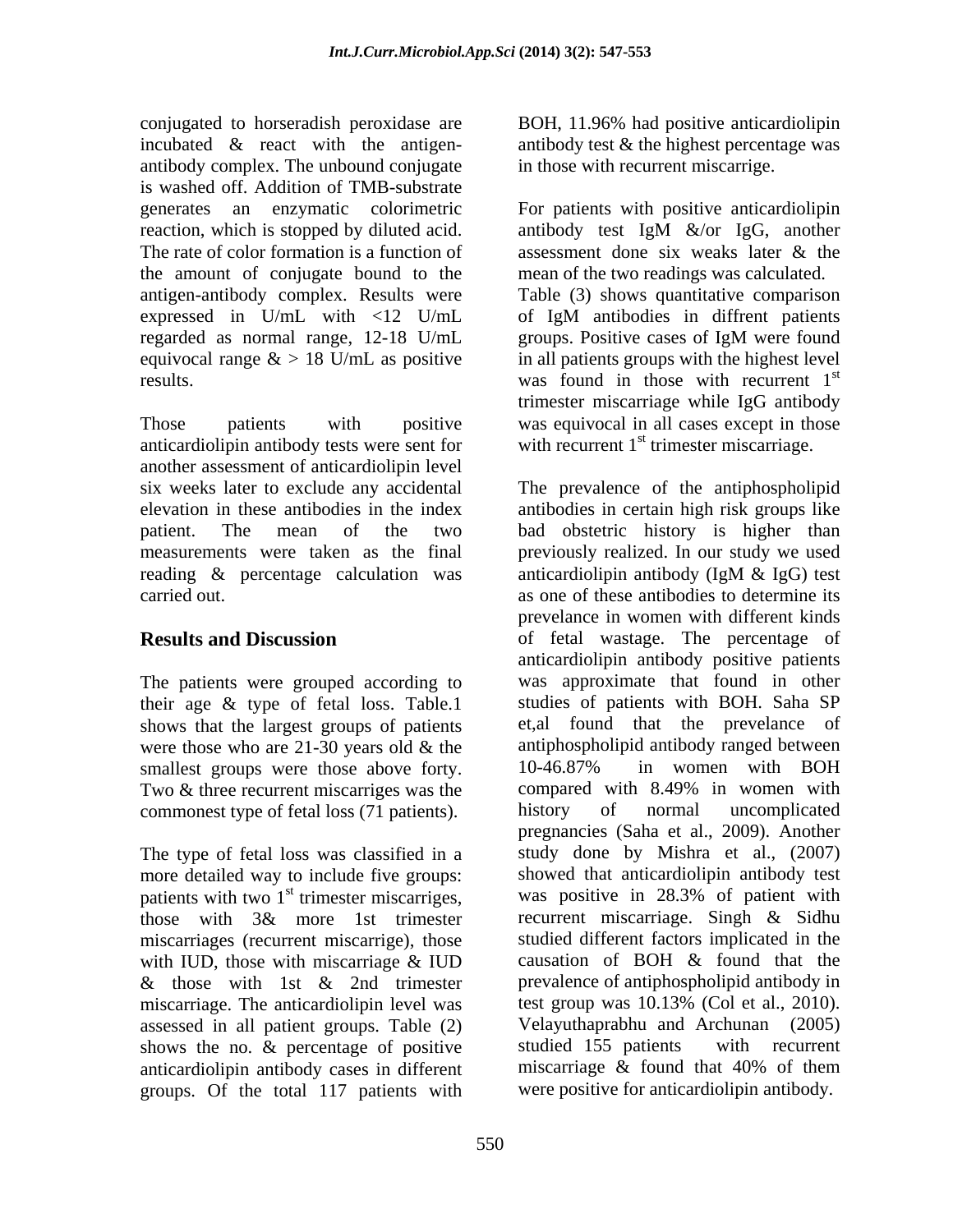conjugated to horseradish peroxidase are incubated & react with the antigen-antibody complex. The unbound conjugate is washed off. Addition of TMB-substrate generates an enzymatic colorimetric reaction, which is stopped by diluted acid. The rate of color formation is a function of the amount of conjugate bound to the antigen-antibody complex. Results were expressed in U/mL with <12 U/mL regarded as normal range, 12-18 U/mL equivocal range & > 18 U/mL as positive results.

Those patients with positive anticardiolipin antibody tests were sent for another assessment of anticardiolipin level six weeks later to exclude any accidental elevation in these antibodies in the index patient. The mean of the two measurements were taken as the final reading & percentage calculation was carried out.

## Results and Discussion

The patients were grouped according to their age & type of fetal loss. Table.1 shows that the largest groups of patients were those who are 21-30 years old & the smallest groups were those above forty. Two & three recurrent miscarriges was the commonest type of fetal loss (71 patients).

The type of fetal loss was classified in a more detailed way to include five groups: patients with two 1st trimester miscarriges, those with 3& more 1st trimester miscarriages (recurrent miscarrige), those with IUD, those with miscarriage & IUD & those with 1st & 2nd trimester miscarriage. The anticardiolipin level was assessed in all patient groups. Table (2) shows the no. & percentage of positive anticardiolipin antibody cases in different groups. Of the total 117 patients with BOH, 11.96% had positive anticardiolipin antibody test & the highest percentage was in those with recurrent miscarrige.

For patients with positive anticardiolipin antibody test IgM &/or IgG, another assessment done six weaks later & the mean of the two readings was calculated. Table (3) shows quantitative comparison of IgM antibodies in diffrent patients groups. Positive cases of IgM were found in all patients groups with the highest level was found in those with recurrent 1st trimester miscarriage while IgG antibody was equivocal in all cases except in those with recurrent 1st trimester miscarriage.

The prevalence of the antiphospholipid antibodies in certain high risk groups like bad obstetric history is higher than previously realized. In our study we used anticardiolipin antibody (IgM & IgG) test as one of these antibodies to determine its prevelance in women with different kinds of fetal wastage. The percentage of anticardiolipin antibody positive patients was approximate that found in other studies of patients with BOH. Saha SP et,al found that the prevelance of antiphospholipid antibody ranged between 10-46.87% in women with BOH compared with 8.49% in women with history of normal uncomplicated pregnancies (Saha et al., 2009). Another study done by Mishra et al., (2007) showed that anticardiolipin antibody test was positive in 28.3% of patient with recurrent miscarriage. Singh & Sidhu studied different factors implicated in the causation of BOH & found that the prevalence of antiphospholipid antibody in test group was 10.13% (Col et al., 2010). Velayuthaprabhu and Archunan (2005) studied 155 patients with recurrent miscarriage & found that 40% of them were positive for anticardiolipin antibody.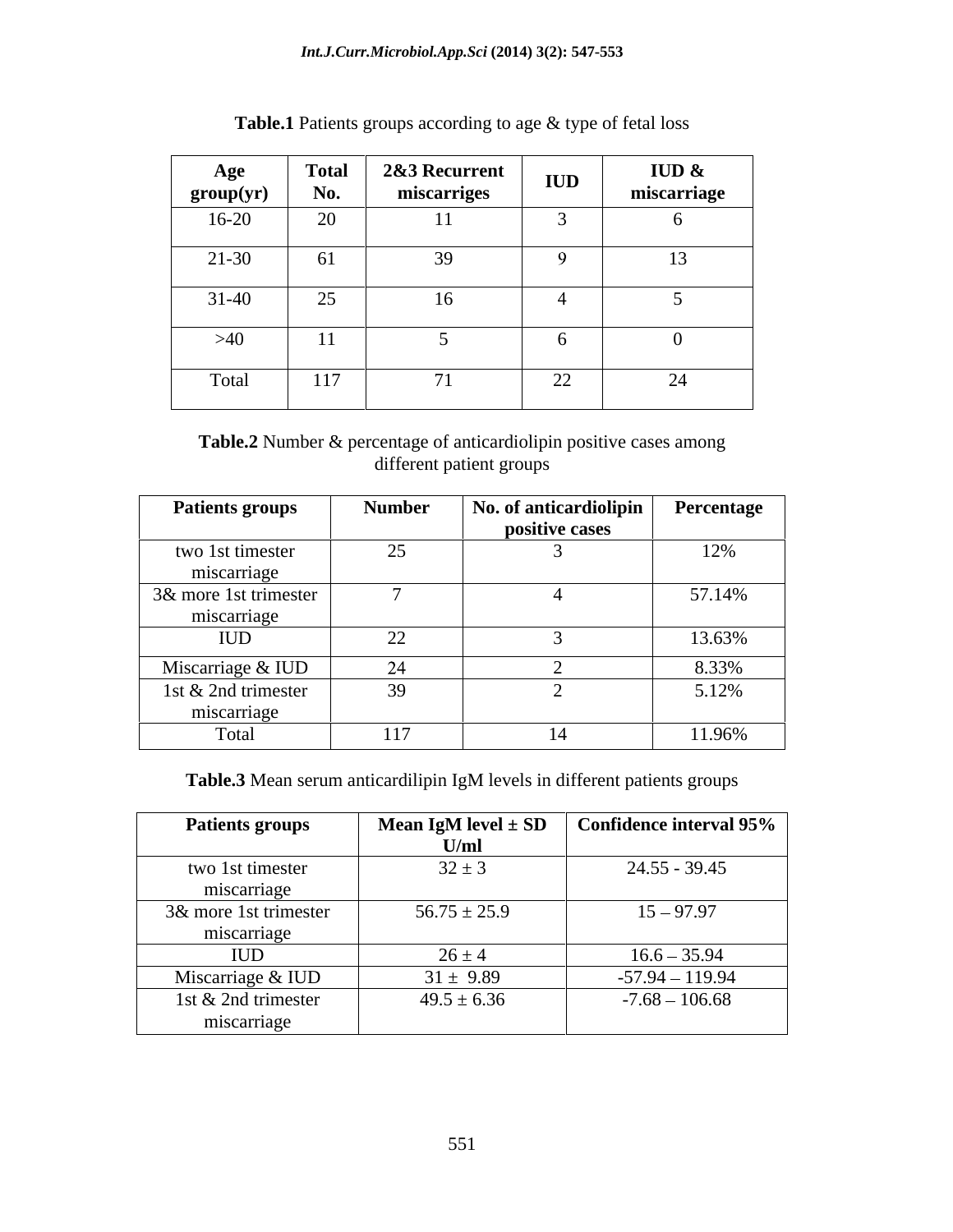**Table.1** Patients groups according to age & type of fetal loss

| Age group(yr) | Total No. | 2&3 Recurrent miscarriges | IUD | IUD & miscarriage |
|---|---|---|---|---|
| 16-20 | 20 | 11 | 3 | 6 |
| 21-30 | 61 | 39 | 9 | 13 |
| 31-40 | 25 | 16 | 4 | 5 |
| >40 | 11 | 5 | 6 | 0 |
| Total | 117 | 71 | 22 | 24 |

**Table.2** Number & percentage of anticardiolipin positive cases among different patient groups

| Patients groups | Number | No. of anticardiolipin positive cases | Percentage |
|---|---|---|---|
| two 1st timester miscarriage | 25 | 3 | 12% |
| 3& more 1st trimester miscarriage | 7 | 4 | 57.14% |
| IUD | 22 | 3 | 13.63% |
| Miscarriage & IUD | 24 | 2 | 8.33% |
| 1st & 2nd trimester miscarriage | 39 | 2 | 5.12% |
| Total | 117 | 14 | 11.96% |

**Table.3** Mean serum anticardilipin IgM levels in different patients groups

| Patients groups | Mean IgM level ± SD U/ml | Confidence interval 95% |
|---|---|---|
| two 1st timester miscarriage | 32 ± 3 | 24.55 - 39.45 |
| 3& more 1st trimester miscarriage | 56.75 ± 25.9 | 15 – 97.97 |
| IUD | 26 ± 4 | 16.6 – 35.94 |
| Miscarriage & IUD | 31 ± 9.89 | -57.94 – 119.94 |
| 1st & 2nd trimester miscarriage | 49.5 ± 6.36 | -7.68 – 106.68 |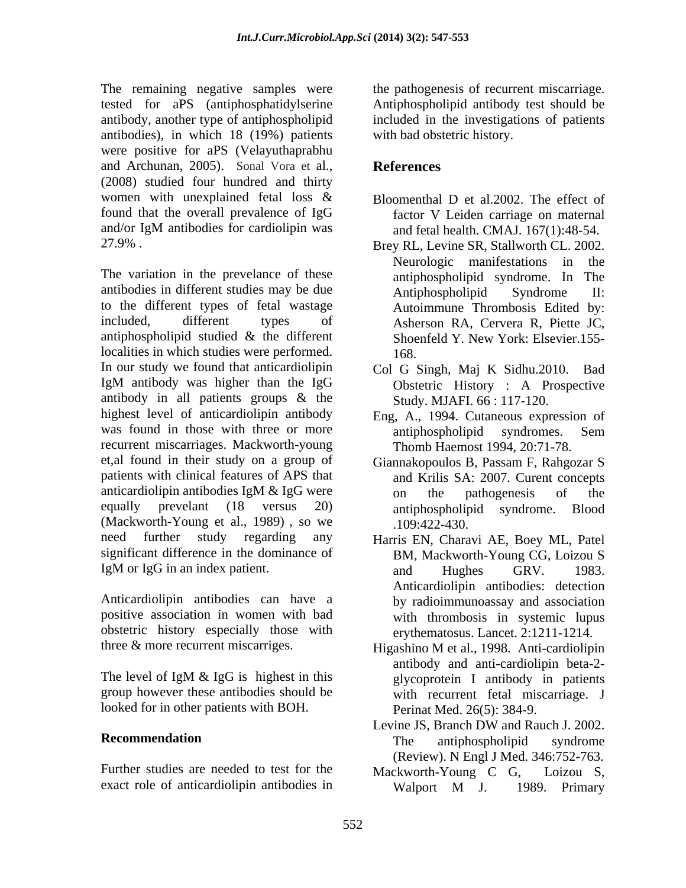The remaining negative samples were tested for aPS (antiphosphatidylserine antibody, another type of antiphospholipid antibodies), in which 18 (19%) patients were positive for aPS (Velayuthaprabhu and Archunan, 2005). Sonal Vora et al., (2008) studied four hundred and thirty women with unexplained fetal loss & found that the overall prevalence of IgG and/or IgM antibodies for cardiolipin was 27.9% .

The variation in the prevelance of these antibodies in different studies may be due to the different types of fetal wastage included, different types of antiphospholipid studied & the different localities in which studies were performed. In our study we found that anticardiolipin IgM antibody was higher than the IgG antibody in all patients groups & the highest level of anticardiolipin antibody was found in those with three or more recurrent miscarriages. Mackworth-young et,al found in their study on a group of patients with clinical features of APS that anticardiolipin antibodies IgM & IgG were equally prevelant (18 versus 20) (Mackworth-Young et al., 1989) , so we need further study regarding any significant difference in the dominance of IgM or IgG in an index patient.

Anticardiolipin antibodies can have a positive association in women with bad obstetric history especially those with three & more recurrent miscarriges.

The level of IgM & IgG is highest in this group however these antibodies should be looked for in other patients with BOH.

## Recommendation

Further studies are needed to test for the exact role of anticardiolipin antibodies in the pathogenesis of recurrent miscarriage. Antiphospholipid antibody test should be included in the investigations of patients with bad obstetric history.

## References

Bloomenthal D et al.2002. The effect of factor V Leiden carriage on maternal and fetal health. CMAJ. 167(1):48-54.

Brey RL, Levine SR, Stallworth CL. 2002. Neurologic manifestations in the antiphospholipid syndrome. In The Antiphospholipid Syndrome II: Autoimmune Thrombosis Edited by: Asherson RA, Cervera R, Piette JC, Shoenfeld Y. New York: Elsevier.155-168.

Col G Singh, Maj K Sidhu.2010. Bad Obstetric History : A Prospective Study. MJAFI. 66 : 117-120.

Eng, A., 1994. Cutaneous expression of antiphospholipid syndromes. Sem Thomb Haemost 1994, 20:71-78.

Giannakopoulos B, Passam F, Rahgozar S and Krilis SA: 2007. Curent concepts on the pathogenesis of the antiphospholipid syndrome. Blood .109:422-430.

Harris EN, Charavi AE, Boey ML, Patel BM, Mackworth-Young CG, Loizou S and Hughes GRV. 1983. Anticardiolipin antibodies: detection by radioimmunoassay and association with thrombosis in systemic lupus erythematosus. Lancet. 2:1211-1214.

Higashino M et al., 1998. Anti-cardiolipin antibody and anti-cardiolipin beta-2-glycoprotein I antibody in patients with recurrent fetal miscarriage. J Perinat Med. 26(5): 384-9.

Levine JS, Branch DW and Rauch J. 2002. The antiphospholipid syndrome (Review). N Engl J Med. 346:752-763.

Mackworth-Young C G, Loizou S, Walport M J. 1989. Primary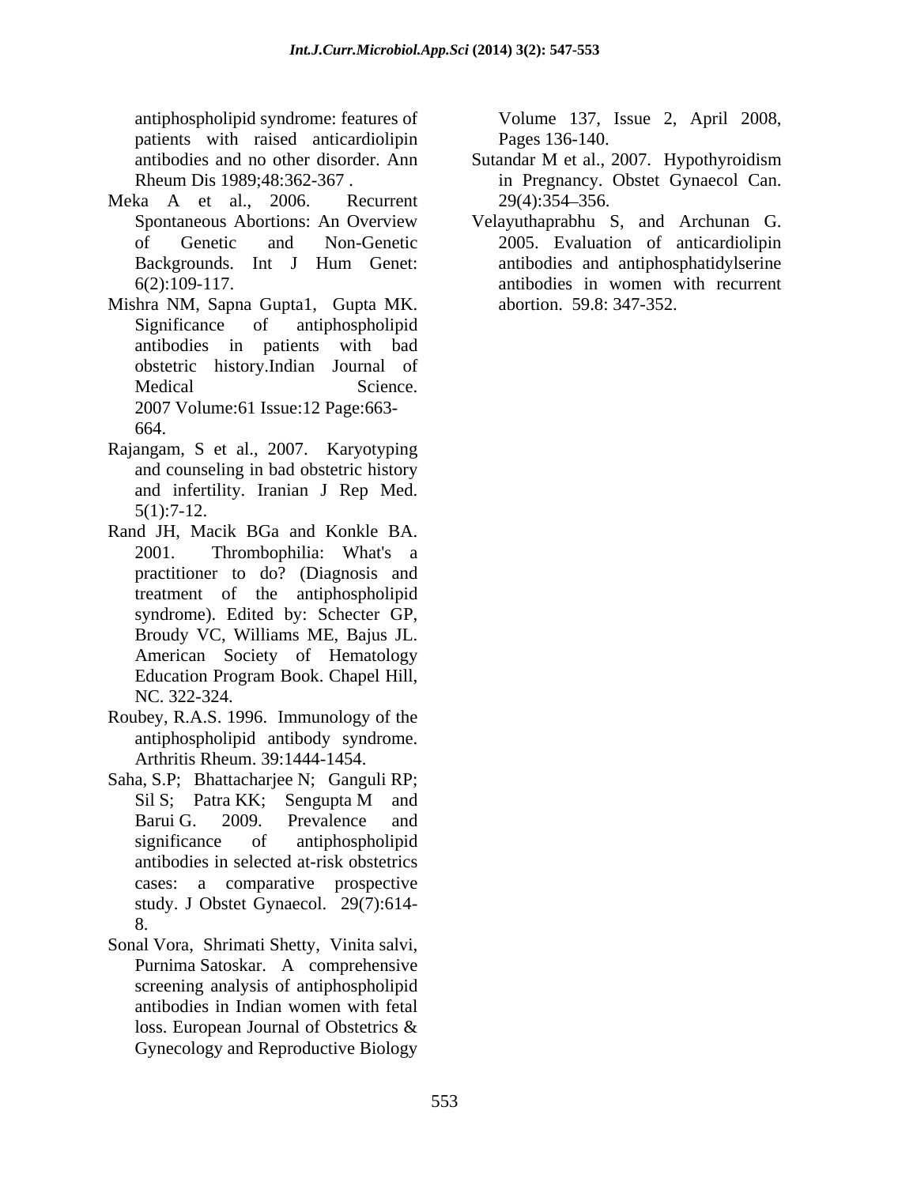antiphospholipid syndrome: features of patients with raised anticardiolipin antibodies and no other disorder. Ann Rheum Dis 1989;48:362-367 .

Meka A et al., 2006. Recurrent Spontaneous Abortions: An Overview of Genetic and Non-Genetic Backgrounds. Int J Hum Genet: 6(2):109-117.

Mishra NM, Sapna Gupta1, Gupta MK. Significance of antiphospholipid antibodies in patients with bad obstetric history.Indian Journal of Medical Science. 2007 Volume:61 Issue:12 Page:663-664.

Rajangam, S et al., 2007. Karyotyping and counseling in bad obstetric history and infertility. Iranian J Rep Med. 5(1):7-12.

Rand JH, Macik BGa and Konkle BA. 2001. Thrombophilia: What's a practitioner to do? (Diagnosis and treatment of the antiphospholipid syndrome). Edited by: Schecter GP, Broudy VC, Williams ME, Bajus JL. American Society of Hematology Education Program Book. Chapel Hill, NC. 322-324.

Roubey, R.A.S. 1996. Immunology of the antiphospholipid antibody syndrome. Arthritis Rheum. 39:1444-1454.

Saha, S.P; Bhattacharjee N; Ganguli RP; Sil S; Patra KK; Sengupta M and Barui G. 2009. Prevalence and significance of antiphospholipid antibodies in selected at-risk obstetrics cases: a comparative prospective study. J Obstet Gynaecol. 29(7):614-8.

Sonal Vora, Shrimati Shetty, Vinita salvi, Purnima Satoskar. A comprehensive screening analysis of antiphospholipid antibodies in Indian women with fetal loss. European Journal of Obstetrics & Gynecology and Reproductive Biology Volume 137, Issue 2, April 2008, Pages 136-140.

Sutandar M et al., 2007. Hypothyroidism in Pregnancy. Obstet Gynaecol Can. 29(4):354–356.

Velayuthaprabhu S, and Archunan G. 2005. Evaluation of anticardiolipin antibodies and antiphosphatidylserine antibodies in women with recurrent abortion. 59.8: 347-352.